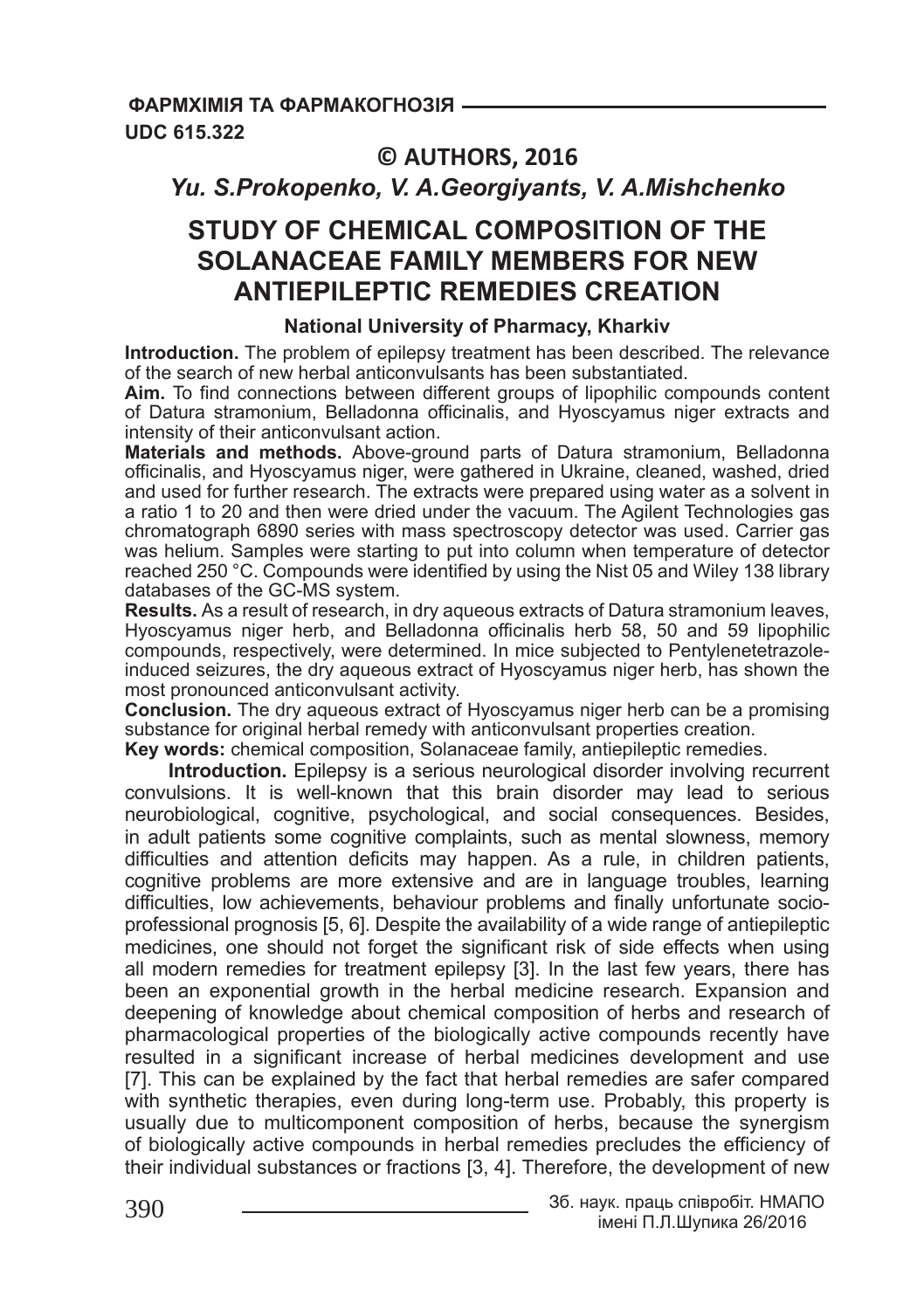**ФАРМХІМІЯ ТА ФАРМАКОГНОЗІЯ**

UDC 615.322

**© AUTHORS, 2016**

***Yu. S.Prokopenko, V. A.Georgiyants, V. A.Mishchenko***

# STUDY OF CHEMICAL COMPOSITION OF THE SOLANACEAE FAMILY MEMBERS FOR NEW ANTIEPILEPTIC REMEDIES CREATION

**National University of Pharmacy, Kharkiv**

**Introduction.** The problem of epilepsy treatment has been described. The relevance of the search of new herbal anticonvulsants has been substantiated.

**Aim.** To find connections between different groups of lipophilic compounds content of Datura stramonium, Belladonna officinalis, and Hyoscyamus niger extracts and intensity of their anticonvulsant action.

**Materials and methods.** Above-ground parts of Datura stramonium, Belladonna officinalis, and Hyoscyamus niger, were gathered in Ukraine, cleaned, washed, dried and used for further research. The extracts were prepared using water as a solvent in a ratio 1 to 20 and then were dried under the vacuum. The Agilent Technologies gas chromatograph 6890 series with mass spectroscopy detector was used. Carrier gas was helium. Samples were starting to put into column when temperature of detector reached 250 °C. Compounds were identified by using the Nist 05 and Wiley 138 library databases of the GC-MS system.

**Results.** As a result of research, in dry aqueous extracts of Datura stramonium leaves, Hyoscyamus niger herb, and Belladonna officinalis herb 58, 50 and 59 lipophilic compounds, respectively, were determined. In mice subjected to Pentylenetetrazole-induced seizures, the dry aqueous extract of Hyoscyamus niger herb, has shown the most pronounced anticonvulsant activity.

**Conclusion.** The dry aqueous extract of Hyoscyamus niger herb can be a promising substance for original herbal remedy with anticonvulsant properties creation.

**Key words:** chemical composition, Solanaceae family, antiepileptic remedies.

**Introduction.** Epilepsy is a serious neurological disorder involving recurrent convulsions. It is well-known that this brain disorder may lead to serious neurobiological, cognitive, psychological, and social consequences. Besides, in adult patients some cognitive complaints, such as mental slowness, memory difficulties and attention deficits may happen. As a rule, in children patients, cognitive problems are more extensive and are in language troubles, learning difficulties, low achievements, behaviour problems and finally unfortunate socio-professional prognosis [5, 6]. Despite the availability of a wide range of antiepileptic medicines, one should not forget the significant risk of side effects when using all modern remedies for treatment epilepsy [3]. In the last few years, there has been an exponential growth in the herbal medicine research. Expansion and deepening of knowledge about chemical composition of herbs and research of pharmacological properties of the biologically active compounds recently have resulted in a significant increase of herbal medicines development and use [7]. This can be explained by the fact that herbal remedies are safer compared with synthetic therapies, even during long-term use. Probably, this property is usually due to multicomponent composition of herbs, because the synergism of biologically active compounds in herbal remedies precludes the efficiency of their individual substances or fractions [3, 4]. Therefore, the development of new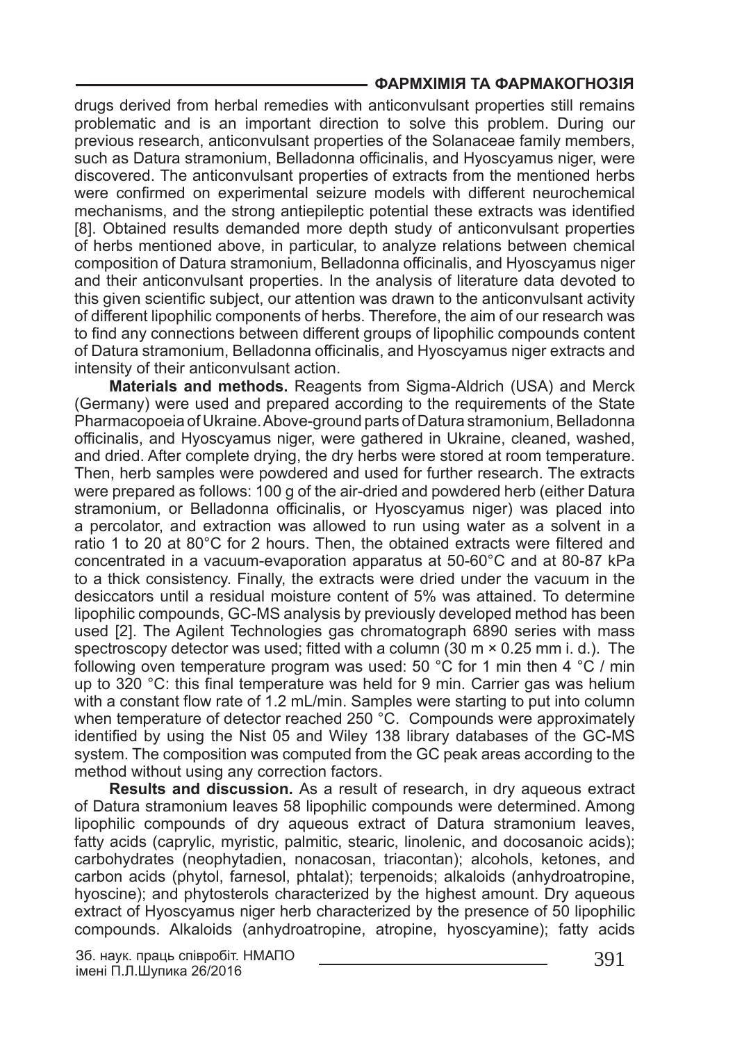drugs derived from herbal remedies with anticonvulsant properties still remains problematic and is an important direction to solve this problem. During our previous research, anticonvulsant properties of the Solanaceae family members, such as Datura stramonium, Belladonna officinalis, and Hyoscyamus niger, were discovered. The anticonvulsant properties of extracts from the mentioned herbs were confirmed on experimental seizure models with different neurochemical mechanisms, and the strong antiepileptic potential these extracts was identified [8]. Obtained results demanded more depth study of anticonvulsant properties of herbs mentioned above, in particular, to analyze relations between chemical composition of Datura stramonium, Belladonna officinalis, and Hyoscyamus niger and their anticonvulsant properties. In the analysis of literature data devoted to this given scientific subject, our attention was drawn to the anticonvulsant activity of different lipophilic components of herbs. Therefore, the aim of our research was to find any connections between different groups of lipophilic compounds content of Datura stramonium, Belladonna officinalis, and Hyoscyamus niger extracts and intensity of their anticonvulsant action.

**Materials and methods.** Reagents from Sigma-Aldrich (USA) and Merck (Germany) were used and prepared according to the requirements of the State Pharmacopoeia of Ukraine. Above-ground parts of Datura stramonium, Belladonna officinalis, and Hyoscyamus niger, were gathered in Ukraine, cleaned, washed, and dried. After complete drying, the dry herbs were stored at room temperature. Then, herb samples were powdered and used for further research. The extracts were prepared as follows: 100 g of the air-dried and powdered herb (either Datura stramonium, or Belladonna officinalis, or Hyoscyamus niger) was placed into a percolator, and extraction was allowed to run using water as a solvent in a ratio 1 to 20 at 80°C for 2 hours. Then, the obtained extracts were filtered and concentrated in a vacuum-evaporation apparatus at 50-60°C and at 80-87 kPa to a thick consistency. Finally, the extracts were dried under the vacuum in the desiccators until a residual moisture content of 5% was attained. To determine lipophilic compounds, GC-MS analysis by previously developed method has been used [2]. The Agilent Technologies gas chromatograph 6890 series with mass spectroscopy detector was used; fitted with a column (30 m × 0.25 mm i. d.). The following oven temperature program was used: 50 °C for 1 min then 4 °C / min up to 320 °C: this final temperature was held for 9 min. Carrier gas was helium with a constant flow rate of 1.2 mL/min. Samples were starting to put into column when temperature of detector reached 250 °C. Compounds were approximately identified by using the Nist 05 and Wiley 138 library databases of the GC-MS system. The composition was computed from the GC peak areas according to the method without using any correction factors.

**Results and discussion.** As a result of research, in dry aqueous extract of Datura stramonium leaves 58 lipophilic compounds were determined. Among lipophilic compounds of dry aqueous extract of Datura stramonium leaves, fatty acids (caprylic, myristic, palmitic, stearic, linolenic, and docosanoic acids); carbohydrates (neophytadien, nonacosan, triacontan); alcohols, ketones, and carbon acids (phytol, farnesol, phtalat); terpenoids; alkaloids (anhydroatropine, hyoscine); and phytosterols characterized by the highest amount. Dry aqueous extract of Hyoscyamus niger herb characterized by the presence of 50 lipophilic compounds. Alkaloids (anhydroatropine, atropine, hyoscyamine); fatty acids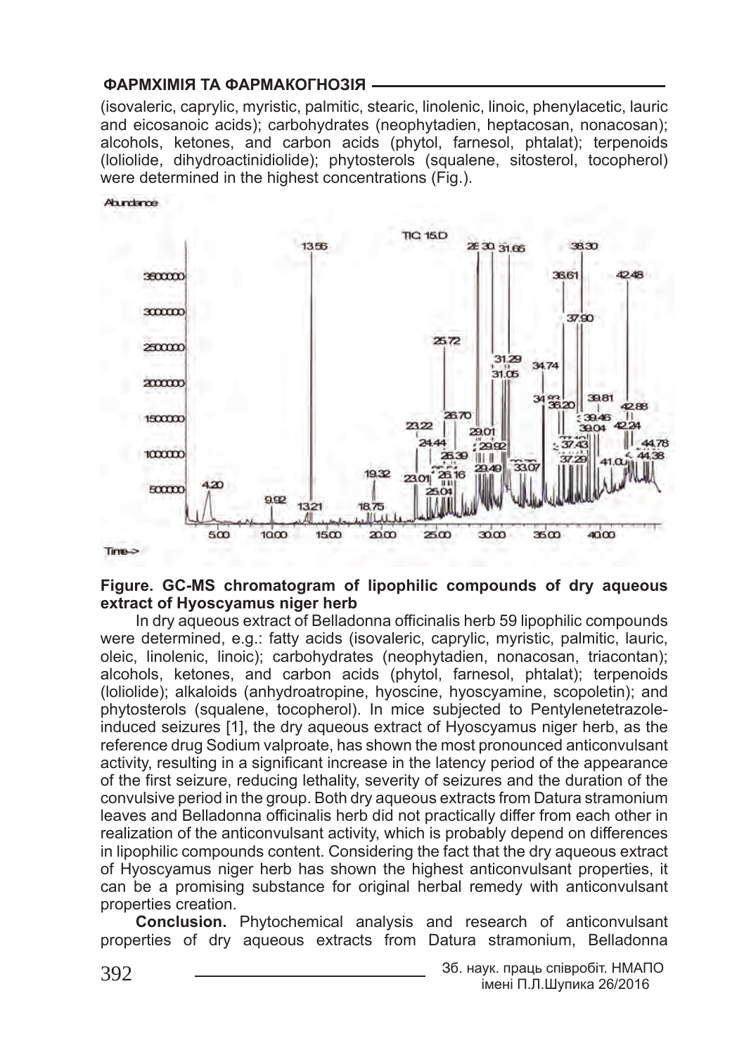(isovaleric, caprylic, myristic, palmitic, stearic, linolenic, linoic, phenylacetic, lauric and eicosanoic acids); carbohydrates (neophytadien, heptacosan, nonacosan); alcohols, ketones, and carbon acids (phytol, farnesol, phtalat); terpenoids (loliolide, dihydroactinidiolide); phytosterols (squalene, sitosterol, tocopherol) were determined in the highest concentrations (Fig.).

**Figure. GC-MS chromatogram of lipophilic compounds of dry aqueous extract of Hyoscyamus niger herb**

In dry aqueous extract of Belladonna officinalis herb 59 lipophilic compounds were determined, e.g.: fatty acids (isovaleric, caprylic, myristic, palmitic, lauric, oleic, linolenic, linoic); carbohydrates (neophytadien, nonacosan, triacontan); alcohols, ketones, and carbon acids (phytol, farnesol, phtalat); terpenoids (loliolide); alkaloids (anhydroatropine, hyoscine, hyoscyamine, scopoletin); and phytosterols (squalene, tocopherol). In mice subjected to Pentylenetetrazole-induced seizures [1], the dry aqueous extract of Hyoscyamus niger herb, as the reference drug Sodium valproate, has shown the most pronounced anticonvulsant activity, resulting in a significant increase in the latency period of the appearance of the first seizure, reducing lethality, severity of seizures and the duration of the convulsive period in the group. Both dry aqueous extracts from Datura stramonium leaves and Belladonna officinalis herb did not practically differ from each other in realization of the anticonvulsant activity, which is probably depend on differences in lipophilic compounds content. Considering the fact that the dry aqueous extract of Hyoscyamus niger herb has shown the highest anticonvulsant properties, it can be a promising substance for original herbal remedy with anticonvulsant properties creation.

**Conclusion.** Phytochemical analysis and research of anticonvulsant properties of dry aqueous extracts from Datura stramonium, Belladonna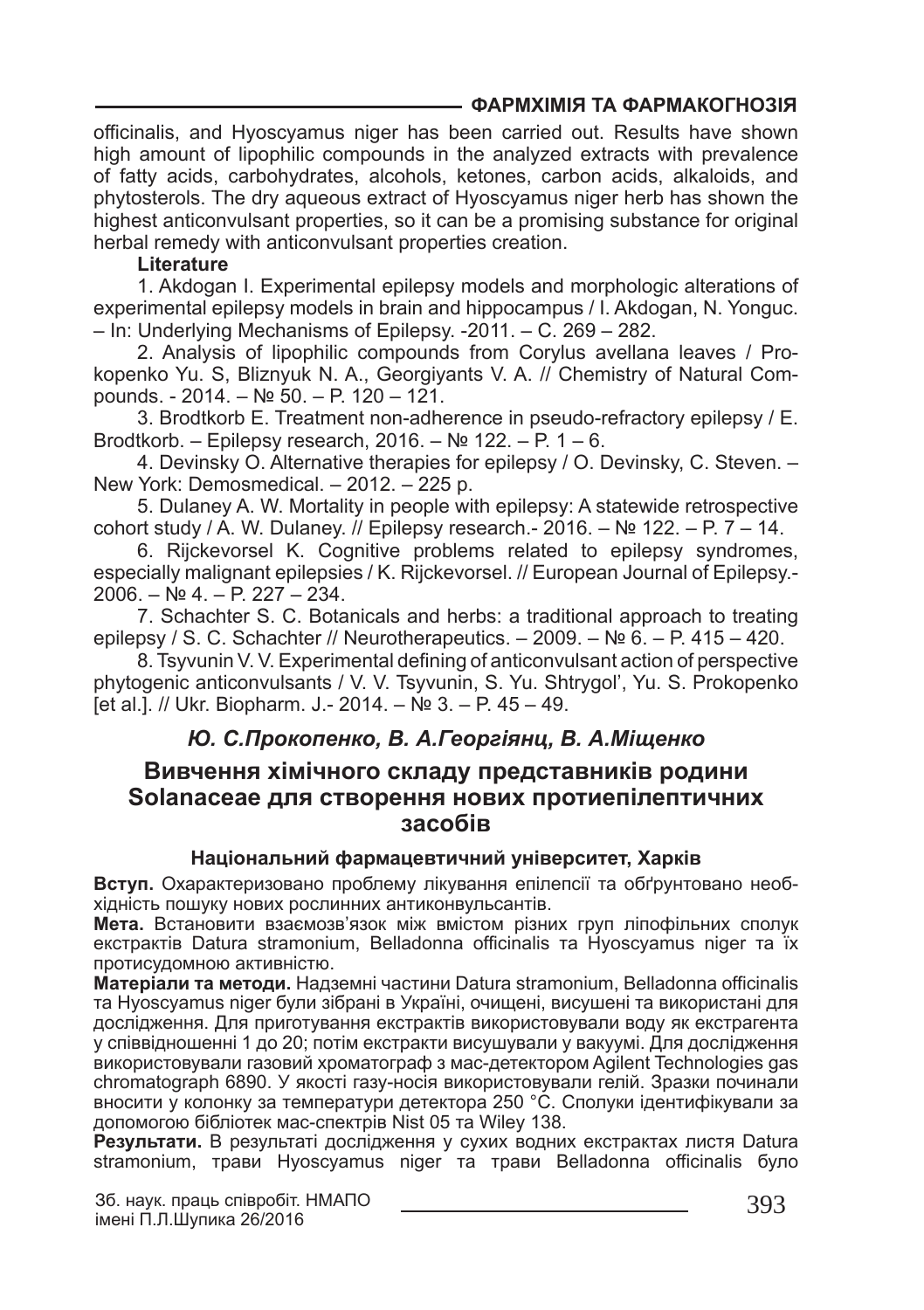officinalis, and Hyoscyamus niger has been carried out. Results have shown high amount of lipophilic compounds in the analyzed extracts with prevalence of fatty acids, carbohydrates, alcohols, ketones, carbon acids, alkaloids, and phytosterols. The dry aqueous extract of Hyoscyamus niger herb has shown the highest anticonvulsant properties, so it can be a promising substance for original herbal remedy with anticonvulsant properties creation.

**Literature**

1. Akdogan I. Experimental epilepsy models and morphologic alterations of experimental epilepsy models in brain and hippocampus / I. Akdogan, N. Yonguc. – In: Underlying Mechanisms of Epilepsy. -2011. – C. 269 – 282.

2. Analysis of lipophilic compounds from Corylus avellana leaves / Prokopenko Yu. S, Bliznyuk N. A., Georgiyants V. A. // Chemistry of Natural Compounds. - 2014. – № 50. – P. 120 – 121.

3. Brodtkorb E. Treatment non-adherence in pseudo-refractory epilepsy / E. Brodtkorb. – Epilepsy research, 2016. – № 122. – P. 1 – 6.

4. Devinsky O. Alternative therapies for epilepsy / O. Devinsky, C. Steven. – New York: Demosmedical. – 2012. – 225 p.

5. Dulaney A. W. Mortality in people with epilepsy: A statewide retrospective cohort study / A. W. Dulaney. // Epilepsy research.- 2016. – № 122. – P. 7 – 14.

6. Rijckevorsel K. Cognitive problems related to epilepsy syndromes, especially malignant epilepsies / K. Rijckevorsel. // European Journal of Epilepsy.- 2006. – № 4. – P. 227 – 234.

7. Schachter S. C. Botanicals and herbs: a traditional approach to treating epilepsy / S. C. Schachter // Neurotherapeutics. – 2009. – № 6. – P. 415 – 420.

8. Tsyvunin V. V. Experimental defining of anticonvulsant action of perspective phytogenic anticonvulsants / V. V. Tsyvunin, S. Yu. Shtrygol', Yu. S. Prokopenko [et al.]. // Ukr. Biopharm. J.- 2014. – № 3. – P. 45 – 49.

***Ю. С.Прокопенко, В. А.Георгіянц, В. А.Міщенко***

## Вивчення хімічного складу представників родини Solanaceae для створення нових протиепілептичних засобів

**Національний фармацевтичний університет, Харків**

**Вступ.** Охарактеризовано проблему лікування епілепсії та обґрунтовано необхідність пошуку нових рослинних антиконвульсантів.

**Мета.** Встановити взаємозв'язок між вмістом різних груп ліпофільних сполук екстрактів Datura stramonium, Belladonna officinalis та Hyoscyamus niger та їх протисудомною активністю.

**Матеріали та методи.** Надземні частини Datura stramonium, Belladonna officinalis та Hyoscyamus niger були зібрані в Україні, очищені, висушені та використані для дослідження. Для приготування екстрактів використовували воду як екстрагента у співвідношенні 1 до 20; потім екстракти висушували у вакуумі. Для дослідження використовували газовий хроматограф з мас-детектором Agilent Technologies gas chromatograph 6890. У якості газу-носія використовували гелій. Зразки починали вносити у колонку за температури детектора 250 °С. Сполуки ідентифікували за допомогою бібліотек мас-спектрів Nist 05 та Wiley 138.

**Результати.** В результаті дослідження у сухих водних екстрактах листя Datura stramonium, трави Hyoscyamus niger та трави Belladonna officinalis було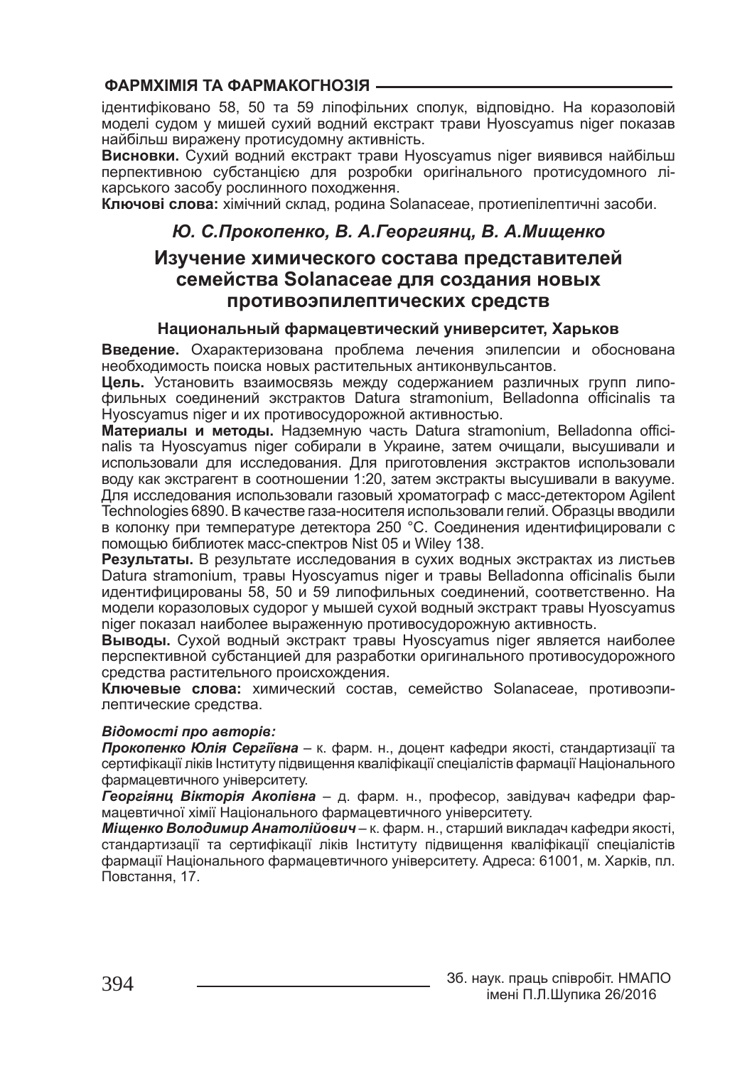ідентифіковано 58, 50 та 59 ліпофільних сполук, відповідно. На коразоловій моделі судом у мишей сухий водний екстракт трави Hyoscyamus niger показав найбільш виражену протисудомну активність.

**Висновки.** Сухий водний екстракт трави Hyoscyamus niger виявився найбільш перпективною субстанцією для розробки оригінального протисудомного лікарського засобу рослинного походження.

**Ключові слова:** хімічний склад, родина Solanaceae, протиепілептичні засоби.

### *Ю. С.Прокопенко, В. А.Георгиянц, В. А.Мищенко*

## Изучение химического состава представителей семейства Solanaceae для создания новых противоэпилептических средств

#### Национальный фармацевтический университет, Харьков

**Введение.** Охарактеризована проблема лечения эпилепсии и обоснована необходимость поиска новых растительных антиконвульсантов.

**Цель.** Установить взаимосвязь между содержанием различных групп липофильных соединений экстрактов Datura stramonium, Belladonna officinalis та Hyoscyamus niger и их противосудорожной активностью.

**Материалы и методы.** Надземную часть Datura stramonium, Belladonna officinalis та Hyoscyamus niger собирали в Украине, затем очищали, высушивали и использовали для исследования. Для приготовления экстрактов использовали воду как экстрагент в соотношении 1:20, затем экстракты высушивали в вакууме. Для исследования использовали газовый хроматограф с масс-детектором Agilent Technologies 6890. В качестве газа-носителя использовали гелий. Образцы вводили в колонку при температуре детектора 250 °С. Соединения идентифицировали с помощью библиотек масс-спектров Nist 05 и Wiley 138.

**Результаты.** В результате исследования в сухих водных экстрактах из листьев Datura stramonium, травы Hyoscyamus niger и травы Belladonna officinalis были идентифицированы 58, 50 и 59 липофильных соединений, соответственно. На модели коразоловых судорог у мышей сухой водный экстракт травы Hyoscyamus niger показал наиболее выраженную противосудорожную активность.

**Выводы.** Сухой водный экстракт травы Hyoscyamus niger является наиболее перспективной субстанцией для разработки оригинального противосудорожного средства растительного происхождения.

**Ключевые слова:** химический состав, семейство Solanaceae, противоэпилептические средства.

***Відомості про авторів:***

***Прокопенко Юлія Сергіївна*** – к. фарм. н., доцент кафедри якості, стандартизації та сертифікації ліків Інституту підвищення кваліфікації спеціалістів фармації Національного фармацевтичного університету.

***Георгіянц Вікторія Акопівна*** – д. фарм. н., професор, завідувач кафедри фармацевтичної хімії Національного фармацевтичного університету.

***Міщенко Володимир Анатолійович*** – к. фарм. н., старший викладач кафедри якості, стандартизації та сертифікації ліків Інституту підвищення кваліфікації спеціалістів фармації Національного фармацевтичного університету. Адреса: 61001, м. Харків, пл. Повстання, 17.